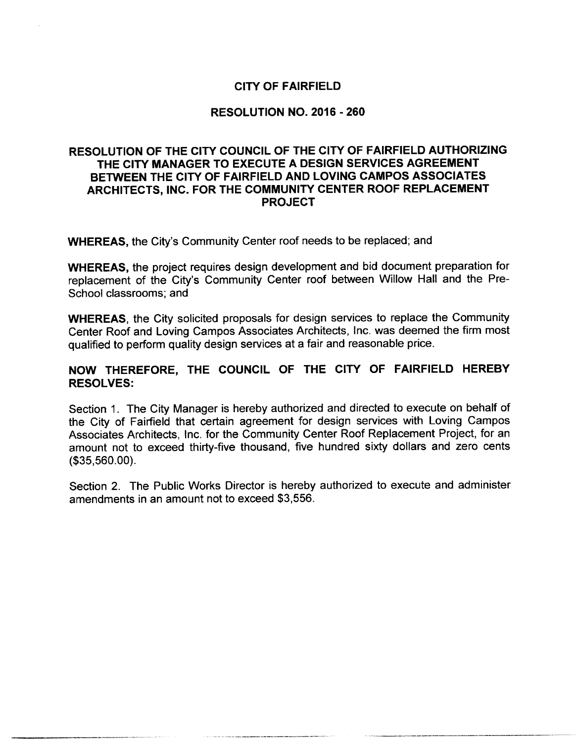# CITY OF FAIRFIELD

## RESOLUTION NO. 2016 - 260

## RESOLUTION OF THE CITY COUNCIL OF THE CITY OF FAIRFIELD AUTHORIZING THE CITY MANAGER TO EXECUTE A DESIGN SERVICES AGREEMENT BETWEEN THE CITY OF FAIRFIELD AND LOVING CAMPOS ASSOCIATES ARCHITECTS, INC. FOR THE COMMUNITY CENTER ROOF REPLACEMENT PROJECT

**WHEREAS,** the City's Community Center roof needs to be replaced; and

**WHEREAS,** the project requires design development and bid document preparation for replacement of the City's Community Center roof between Willow Hall and the Pre-School classrooms; and

**WHEREAS,** the City solicited proposals for design services to replace the Community Center Roof and Loving Campos Associates Architects, Inc. was deemed the firm most qualified to perform quality design services at a fair and reasonable price.

**NOW THEREFORE, THE COUNCIL OF THE CITY OF FAIRFIELD HEREBY RESOLVES:**

Section 1. The City Manager is hereby authorized and directed to execute on behalf of the City of Fairfield that certain agreement for design services with Loving Campos Associates Architects, Inc. for the Community Center Roof Replacement Project, for an amount not to exceed thirty-five thousand, five hundred sixty dollars and zero cents ($35,560.00).

Section 2. The Public Works Director is hereby authorized to execute and administer amendments in an amount not to exceed $3,556.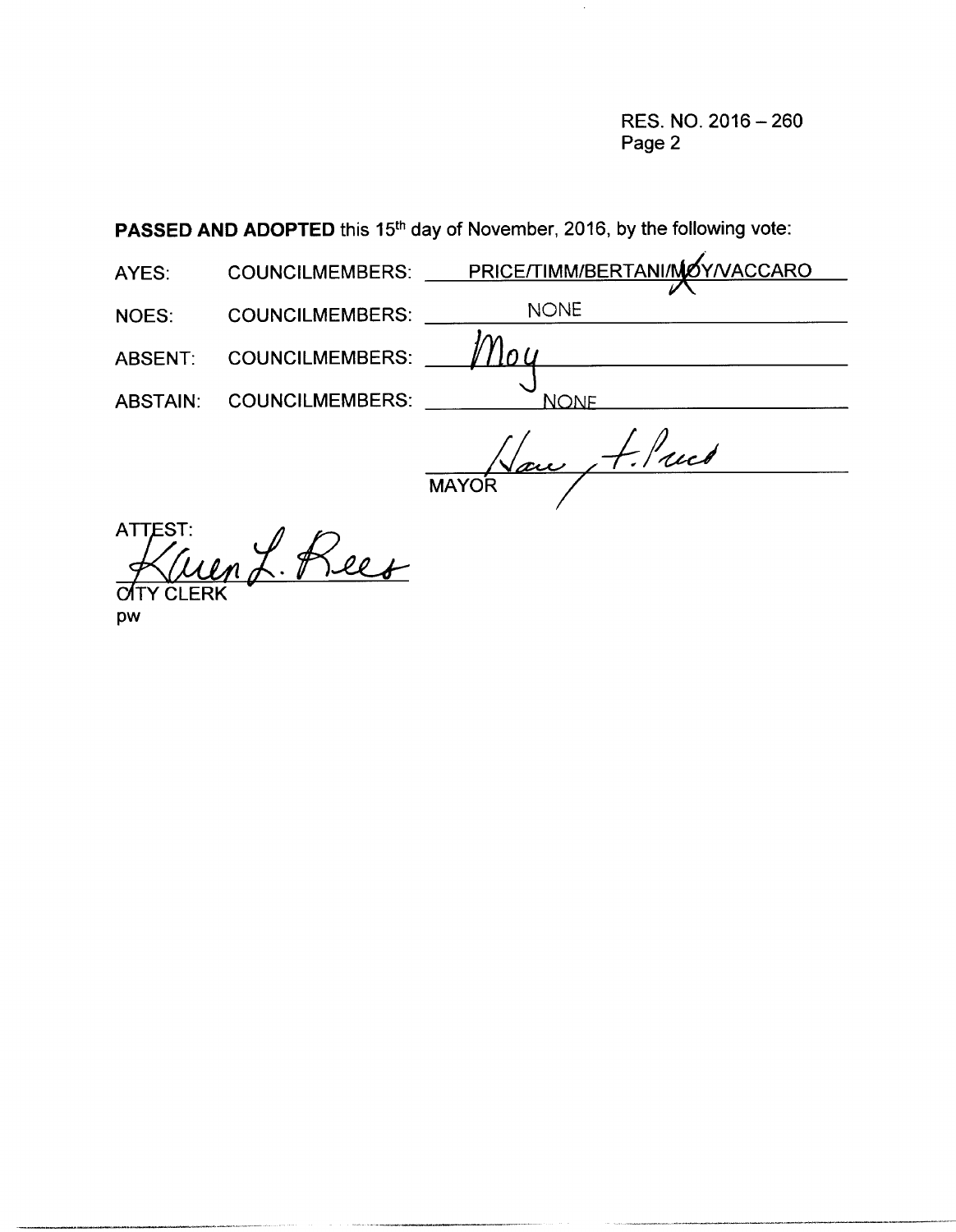RES. NO. 2016 – 260
Page 2

**PASSED AND ADOPTED** this 15th day of November, 2016, by the following vote:

AYES: COUNCILMEMBERS: PRICE/TIMM/BERTANI/MOY/VACCARO

NOES: COUNCILMEMBERS: NONE

ABSENT: COUNCILMEMBERS: Moy

ABSTAIN: COUNCILMEMBERS: NONE

Hans F. Price
MAYOR

ATTEST:
Karen L. Rees
CITY CLERK
pw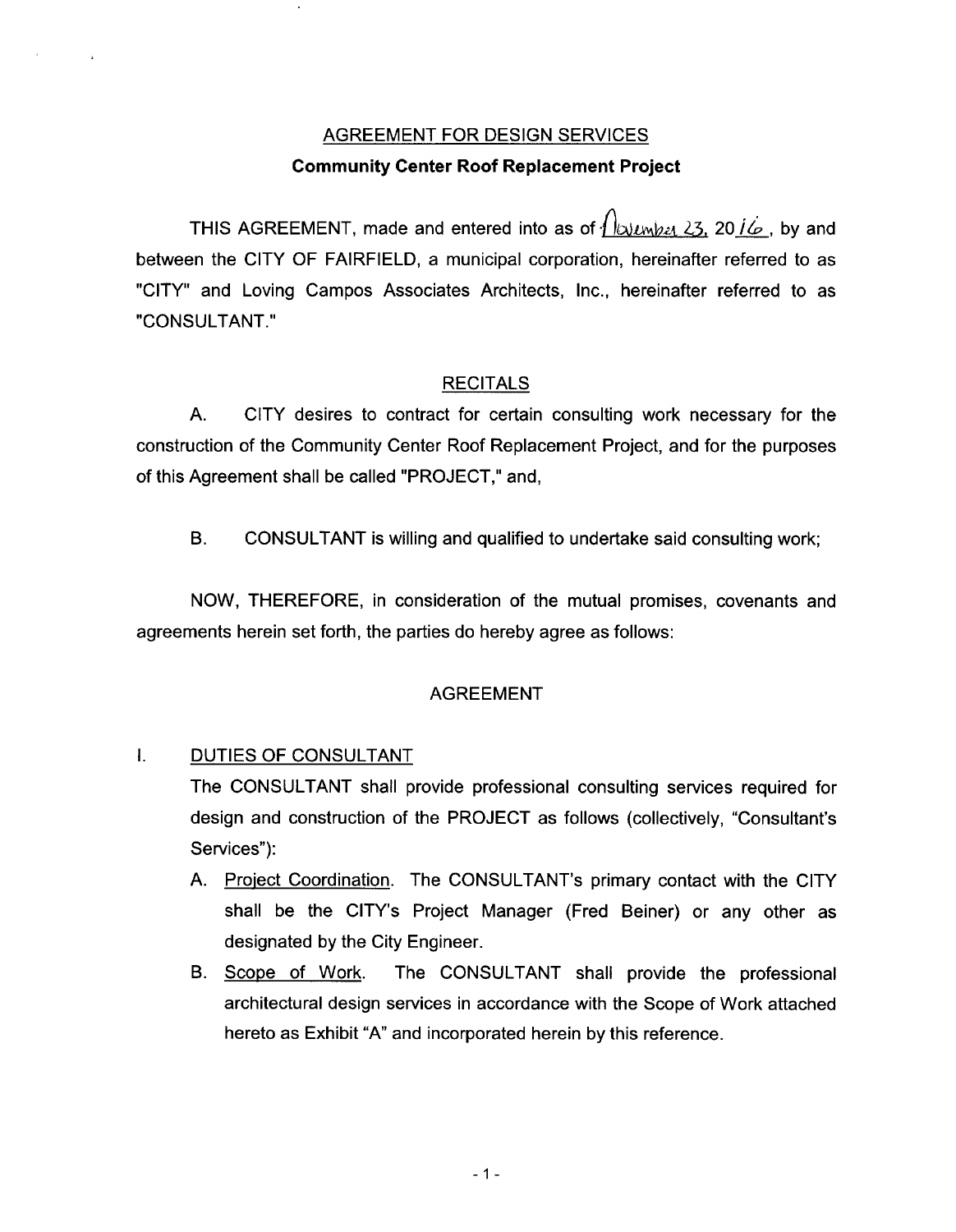# AGREEMENT FOR DESIGN SERVICES

## Community Center Roof Replacement Project

THIS AGREEMENT, made and entered into as of November 23, 2016, by and between the CITY OF FAIRFIELD, a municipal corporation, hereinafter referred to as "CITY" and Loving Campos Associates Architects, Inc., hereinafter referred to as "CONSULTANT."

## RECITALS

A. CITY desires to contract for certain consulting work necessary for the construction of the Community Center Roof Replacement Project, and for the purposes of this Agreement shall be called "PROJECT," and,

B. CONSULTANT is willing and qualified to undertake said consulting work;

NOW, THEREFORE, in consideration of the mutual promises, covenants and agreements herein set forth, the parties do hereby agree as follows:

## AGREEMENT

I. DUTIES OF CONSULTANT

The CONSULTANT shall provide professional consulting services required for design and construction of the PROJECT as follows (collectively, "Consultant's Services"):

A. Project Coordination. The CONSULTANT's primary contact with the CITY shall be the CITY's Project Manager (Fred Beiner) or any other as designated by the City Engineer.

B. Scope of Work. The CONSULTANT shall provide the professional architectural design services in accordance with the Scope of Work attached hereto as Exhibit "A" and incorporated herein by this reference.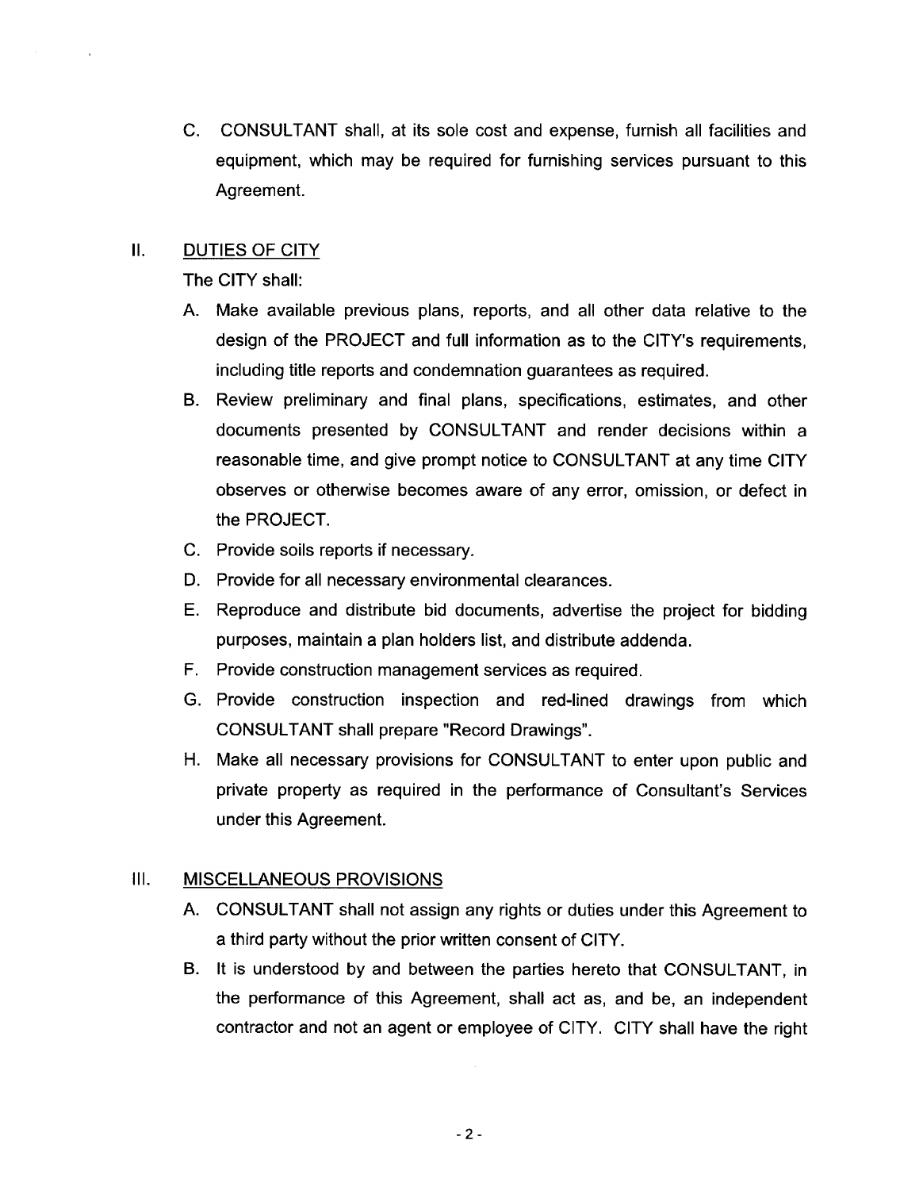C. CONSULTANT shall, at its sole cost and expense, furnish all facilities and equipment, which may be required for furnishing services pursuant to this Agreement.

## II. DUTIES OF CITY

The CITY shall:

A. Make available previous plans, reports, and all other data relative to the design of the PROJECT and full information as to the CITY's requirements, including title reports and condemnation guarantees as required.

B. Review preliminary and final plans, specifications, estimates, and other documents presented by CONSULTANT and render decisions within a reasonable time, and give prompt notice to CONSULTANT at any time CITY observes or otherwise becomes aware of any error, omission, or defect in the PROJECT.

C. Provide soils reports if necessary.

D. Provide for all necessary environmental clearances.

E. Reproduce and distribute bid documents, advertise the project for bidding purposes, maintain a plan holders list, and distribute addenda.

F. Provide construction management services as required.

G. Provide construction inspection and red-lined drawings from which CONSULTANT shall prepare "Record Drawings".

H. Make all necessary provisions for CONSULTANT to enter upon public and private property as required in the performance of Consultant's Services under this Agreement.

## III. MISCELLANEOUS PROVISIONS

A. CONSULTANT shall not assign any rights or duties under this Agreement to a third party without the prior written consent of CITY.

B. It is understood by and between the parties hereto that CONSULTANT, in the performance of this Agreement, shall act as, and be, an independent contractor and not an agent or employee of CITY. CITY shall have the right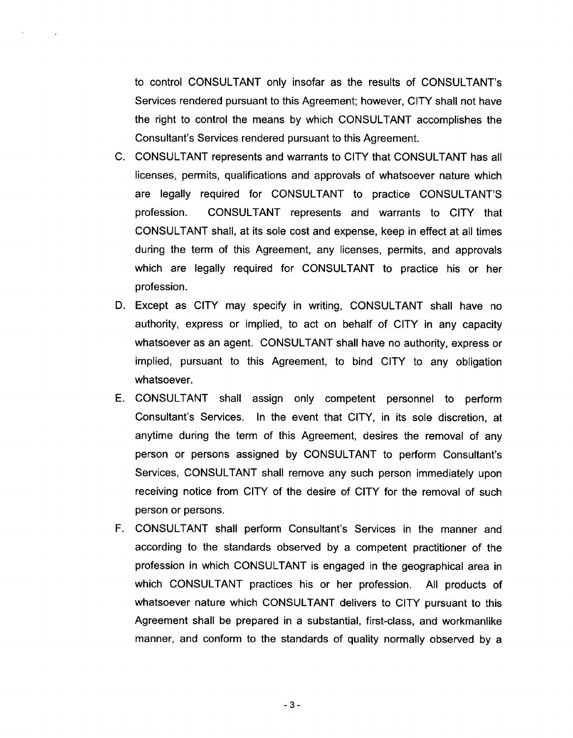to control CONSULTANT only insofar as the results of CONSULTANT's Services rendered pursuant to this Agreement; however, CITY shall not have the right to control the means by which CONSULTANT accomplishes the Consultant's Services rendered pursuant to this Agreement.

C. CONSULTANT represents and warrants to CITY that CONSULTANT has all licenses, permits, qualifications and approvals of whatsoever nature which are legally required for CONSULTANT to practice CONSULTANT'S profession. CONSULTANT represents and warrants to CITY that CONSULTANT shall, at its sole cost and expense, keep in effect at all times during the term of this Agreement, any licenses, permits, and approvals which are legally required for CONSULTANT to practice his or her profession.

D. Except as CITY may specify in writing, CONSULTANT shall have no authority, express or implied, to act on behalf of CITY in any capacity whatsoever as an agent. CONSULTANT shall have no authority, express or implied, pursuant to this Agreement, to bind CITY to any obligation whatsoever.

E. CONSULTANT shall assign only competent personnel to perform Consultant's Services. In the event that CITY, in its sole discretion, at anytime during the term of this Agreement, desires the removal of any person or persons assigned by CONSULTANT to perform Consultant's Services, CONSULTANT shall remove any such person immediately upon receiving notice from CITY of the desire of CITY for the removal of such person or persons.

F. CONSULTANT shall perform Consultant's Services in the manner and according to the standards observed by a competent practitioner of the profession in which CONSULTANT is engaged in the geographical area in which CONSULTANT practices his or her profession. All products of whatsoever nature which CONSULTANT delivers to CITY pursuant to this Agreement shall be prepared in a substantial, first-class, and workmanlike manner, and conform to the standards of quality normally observed by a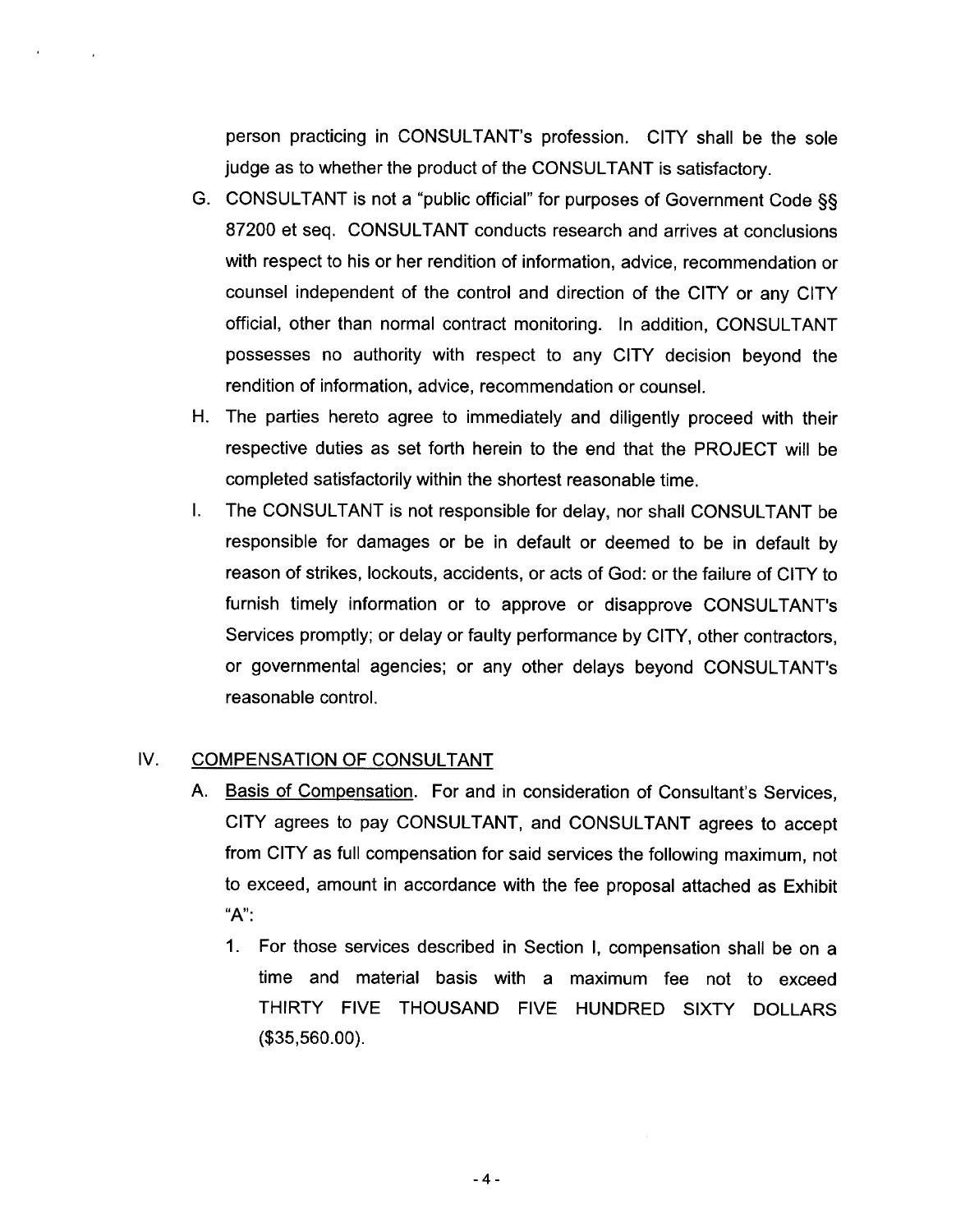person practicing in CONSULTANT's profession. CITY shall be the sole judge as to whether the product of the CONSULTANT is satisfactory.

G. CONSULTANT is not a "public official" for purposes of Government Code §§ 87200 et seq. CONSULTANT conducts research and arrives at conclusions with respect to his or her rendition of information, advice, recommendation or counsel independent of the control and direction of the CITY or any CITY official, other than normal contract monitoring. In addition, CONSULTANT possesses no authority with respect to any CITY decision beyond the rendition of information, advice, recommendation or counsel.

H. The parties hereto agree to immediately and diligently proceed with their respective duties as set forth herein to the end that the PROJECT will be completed satisfactorily within the shortest reasonable time.

I. The CONSULTANT is not responsible for delay, nor shall CONSULTANT be responsible for damages or be in default or deemed to be in default by reason of strikes, lockouts, accidents, or acts of God: or the failure of CITY to furnish timely information or to approve or disapprove CONSULTANT's Services promptly; or delay or faulty performance by CITY, other contractors, or governmental agencies; or any other delays beyond CONSULTANT's reasonable control.

## IV. COMPENSATION OF CONSULTANT

A. Basis of Compensation. For and in consideration of Consultant's Services, CITY agrees to pay CONSULTANT, and CONSULTANT agrees to accept from CITY as full compensation for said services the following maximum, not to exceed, amount in accordance with the fee proposal attached as Exhibit "A":

1. For those services described in Section I, compensation shall be on a time and material basis with a maximum fee not to exceed THIRTY FIVE THOUSAND FIVE HUNDRED SIXTY DOLLARS ($35,560.00).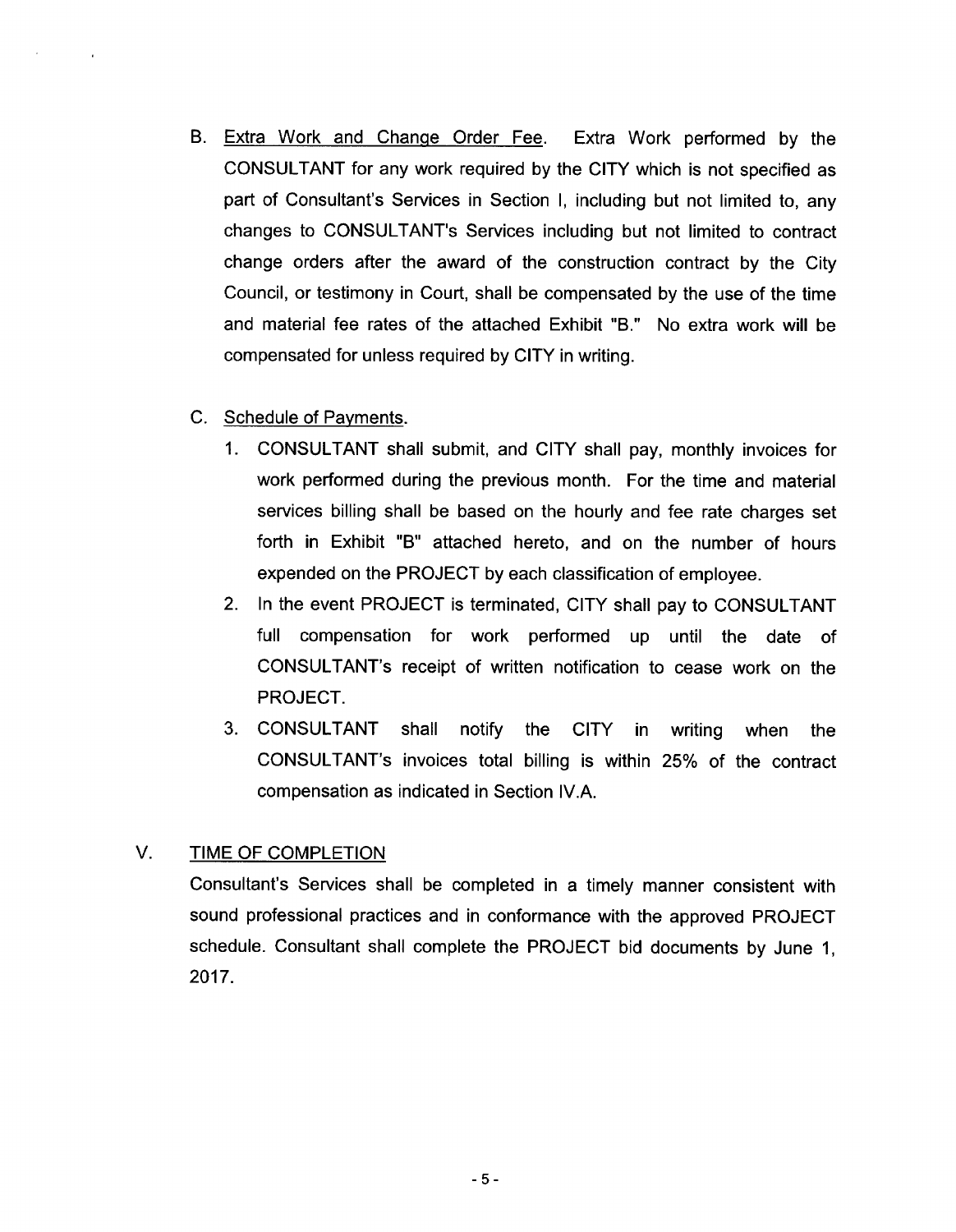B. <u>Extra Work and Change Order Fee</u>. Extra Work performed by the CONSULTANT for any work required by the CITY which is not specified as part of Consultant's Services in Section I, including but not limited to, any changes to CONSULTANT's Services including but not limited to contract change orders after the award of the construction contract by the City Council, or testimony in Court, shall be compensated by the use of the time and material fee rates of the attached Exhibit "B." No extra work will be compensated for unless required by CITY in writing.

C. <u>Schedule of Payments</u>.

1. CONSULTANT shall submit, and CITY shall pay, monthly invoices for work performed during the previous month. For the time and material services billing shall be based on the hourly and fee rate charges set forth in Exhibit "B" attached hereto, and on the number of hours expended on the PROJECT by each classification of employee.
2. In the event PROJECT is terminated, CITY shall pay to CONSULTANT full compensation for work performed up until the date of CONSULTANT's receipt of written notification to cease work on the PROJECT.
3. CONSULTANT shall notify the CITY in writing when the CONSULTANT's invoices total billing is within 25% of the contract compensation as indicated in Section IV.A.

## V. <u>TIME OF COMPLETION</u>

Consultant's Services shall be completed in a timely manner consistent with sound professional practices and in conformance with the approved PROJECT schedule. Consultant shall complete the PROJECT bid documents by June 1, 2017.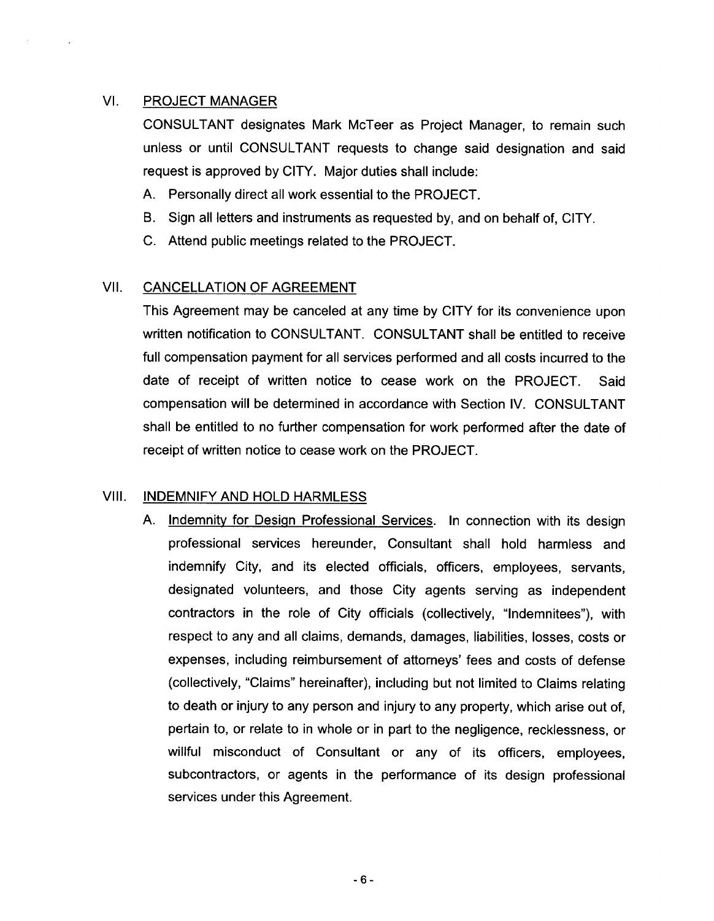## VI. PROJECT MANAGER

CONSULTANT designates Mark McTeer as Project Manager, to remain such unless or until CONSULTANT requests to change said designation and said request is approved by CITY. Major duties shall include:

A. Personally direct all work essential to the PROJECT.

B. Sign all letters and instruments as requested by, and on behalf of, CITY.

C. Attend public meetings related to the PROJECT.

## VII. CANCELLATION OF AGREEMENT

This Agreement may be canceled at any time by CITY for its convenience upon written notification to CONSULTANT. CONSULTANT shall be entitled to receive full compensation payment for all services performed and all costs incurred to the date of receipt of written notice to cease work on the PROJECT. Said compensation will be determined in accordance with Section IV. CONSULTANT shall be entitled to no further compensation for work performed after the date of receipt of written notice to cease work on the PROJECT.

## VIII. INDEMNIFY AND HOLD HARMLESS

A. Indemnity for Design Professional Services. In connection with its design professional services hereunder, Consultant shall hold harmless and indemnify City, and its elected officials, officers, employees, servants, designated volunteers, and those City agents serving as independent contractors in the role of City officials (collectively, "Indemnitees"), with respect to any and all claims, demands, damages, liabilities, losses, costs or expenses, including reimbursement of attorneys' fees and costs of defense (collectively, "Claims" hereinafter), including but not limited to Claims relating to death or injury to any person and injury to any property, which arise out of, pertain to, or relate to in whole or in part to the negligence, recklessness, or willful misconduct of Consultant or any of its officers, employees, subcontractors, or agents in the performance of its design professional services under this Agreement.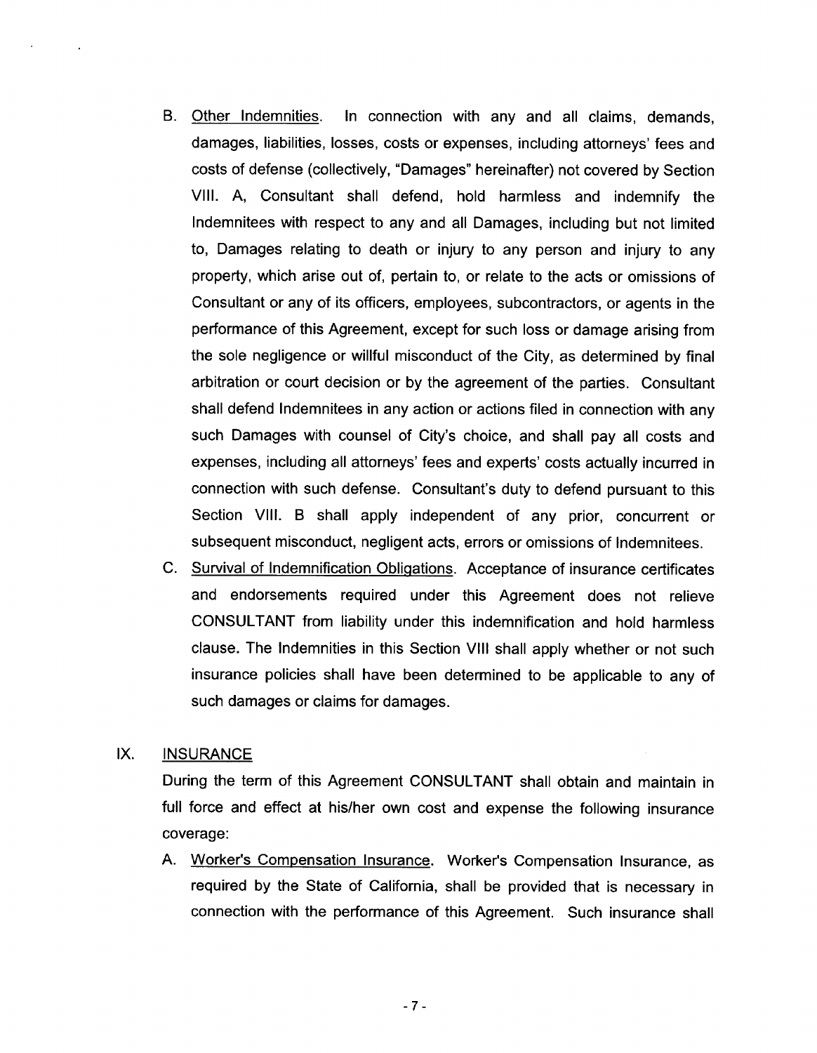B. Other Indemnities. In connection with any and all claims, demands, damages, liabilities, losses, costs or expenses, including attorneys' fees and costs of defense (collectively, "Damages" hereinafter) not covered by Section VIII. A, Consultant shall defend, hold harmless and indemnify the Indemnitees with respect to any and all Damages, including but not limited to, Damages relating to death or injury to any person and injury to any property, which arise out of, pertain to, or relate to the acts or omissions of Consultant or any of its officers, employees, subcontractors, or agents in the performance of this Agreement, except for such loss or damage arising from the sole negligence or willful misconduct of the City, as determined by final arbitration or court decision or by the agreement of the parties. Consultant shall defend Indemnitees in any action or actions filed in connection with any such Damages with counsel of City's choice, and shall pay all costs and expenses, including all attorneys' fees and experts' costs actually incurred in connection with such defense. Consultant's duty to defend pursuant to this Section VIII. B shall apply independent of any prior, concurrent or subsequent misconduct, negligent acts, errors or omissions of Indemnitees.

C. Survival of Indemnification Obligations. Acceptance of insurance certificates and endorsements required under this Agreement does not relieve CONSULTANT from liability under this indemnification and hold harmless clause. The Indemnities in this Section VIII shall apply whether or not such insurance policies shall have been determined to be applicable to any of such damages or claims for damages.

## IX. INSURANCE

During the term of this Agreement CONSULTANT shall obtain and maintain in full force and effect at his/her own cost and expense the following insurance coverage:

A. Worker's Compensation Insurance. Worker's Compensation Insurance, as required by the State of California, shall be provided that is necessary in connection with the performance of this Agreement. Such insurance shall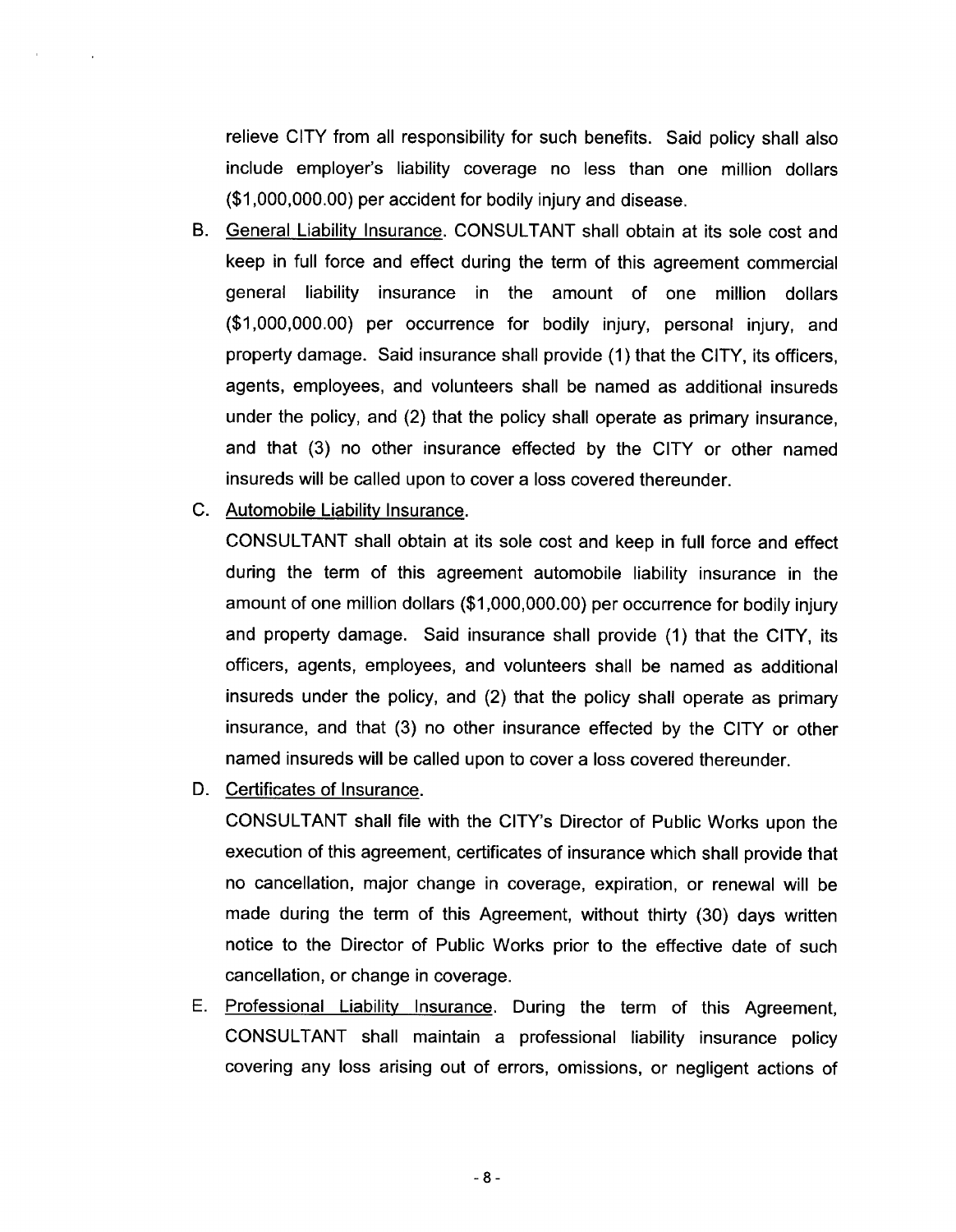relieve CITY from all responsibility for such benefits. Said policy shall also include employer's liability coverage no less than one million dollars ($1,000,000.00) per accident for bodily injury and disease.

B. <u>General Liability Insurance</u>. CONSULTANT shall obtain at its sole cost and keep in full force and effect during the term of this agreement commercial general liability insurance in the amount of one million dollars ($1,000,000.00) per occurrence for bodily injury, personal injury, and property damage. Said insurance shall provide (1) that the CITY, its officers, agents, employees, and volunteers shall be named as additional insureds under the policy, and (2) that the policy shall operate as primary insurance, and that (3) no other insurance effected by the CITY or other named insureds will be called upon to cover a loss covered thereunder.

C. <u>Automobile Liability Insurance</u>.

   CONSULTANT shall obtain at its sole cost and keep in full force and effect during the term of this agreement automobile liability insurance in the amount of one million dollars ($1,000,000.00) per occurrence for bodily injury and property damage. Said insurance shall provide (1) that the CITY, its officers, agents, employees, and volunteers shall be named as additional insureds under the policy, and (2) that the policy shall operate as primary insurance, and that (3) no other insurance effected by the CITY or other named insureds will be called upon to cover a loss covered thereunder.

D. <u>Certificates of Insurance</u>.

   CONSULTANT shall file with the CITY's Director of Public Works upon the execution of this agreement, certificates of insurance which shall provide that no cancellation, major change in coverage, expiration, or renewal will be made during the term of this Agreement, without thirty (30) days written notice to the Director of Public Works prior to the effective date of such cancellation, or change in coverage.

E. <u>Professional Liability Insurance</u>. During the term of this Agreement, CONSULTANT shall maintain a professional liability insurance policy covering any loss arising out of errors, omissions, or negligent actions of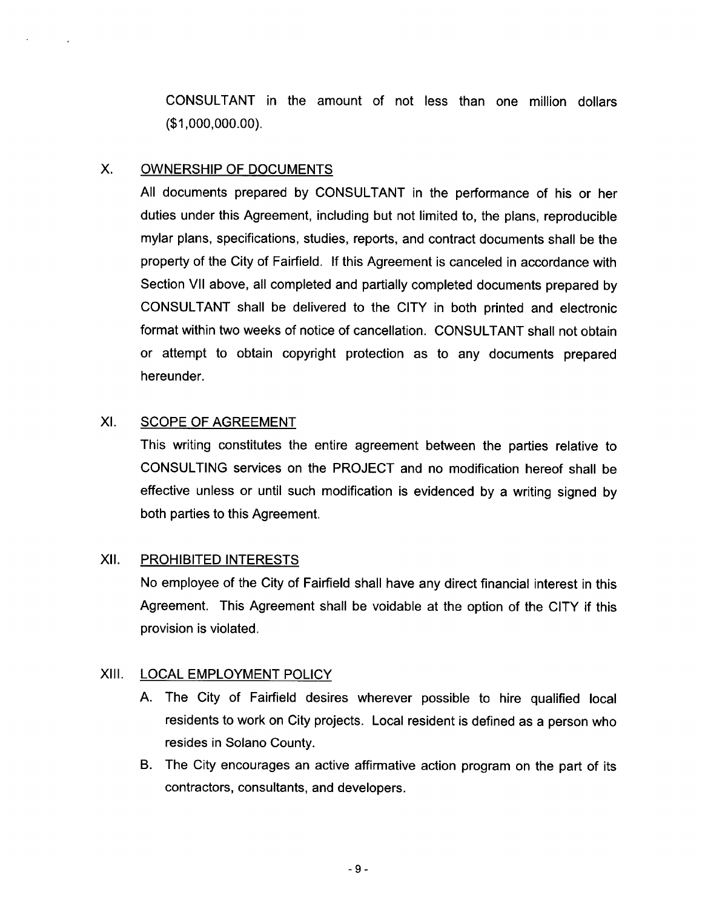CONSULTANT in the amount of not less than one million dollars ($1,000,000.00).

## X. OWNERSHIP OF DOCUMENTS

All documents prepared by CONSULTANT in the performance of his or her duties under this Agreement, including but not limited to, the plans, reproducible mylar plans, specifications, studies, reports, and contract documents shall be the property of the City of Fairfield. If this Agreement is canceled in accordance with Section VII above, all completed and partially completed documents prepared by CONSULTANT shall be delivered to the CITY in both printed and electronic format within two weeks of notice of cancellation. CONSULTANT shall not obtain or attempt to obtain copyright protection as to any documents prepared hereunder.

## XI. SCOPE OF AGREEMENT

This writing constitutes the entire agreement between the parties relative to CONSULTING services on the PROJECT and no modification hereof shall be effective unless or until such modification is evidenced by a writing signed by both parties to this Agreement.

## XII. PROHIBITED INTERESTS

No employee of the City of Fairfield shall have any direct financial interest in this Agreement. This Agreement shall be voidable at the option of the CITY if this provision is violated.

## XIII. LOCAL EMPLOYMENT POLICY

A. The City of Fairfield desires wherever possible to hire qualified local residents to work on City projects. Local resident is defined as a person who resides in Solano County.

B. The City encourages an active affirmative action program on the part of its contractors, consultants, and developers.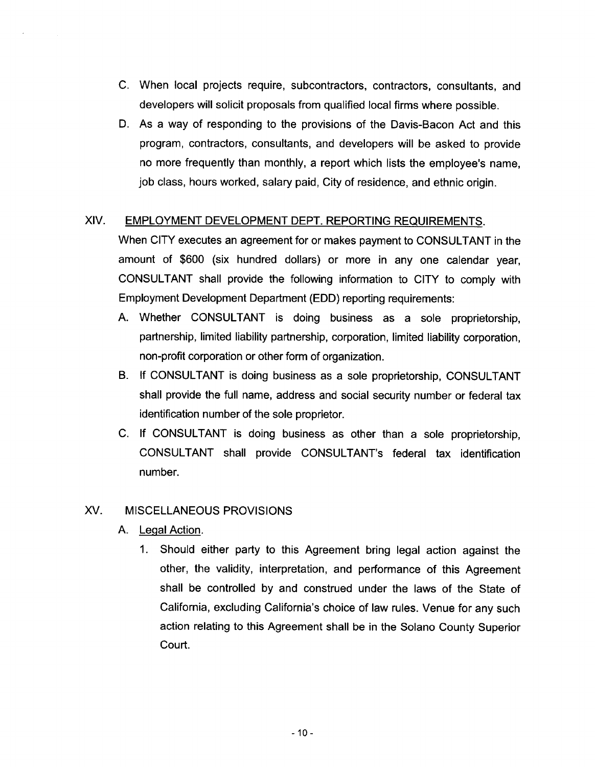C. When local projects require, subcontractors, contractors, consultants, and developers will solicit proposals from qualified local firms where possible.

D. As a way of responding to the provisions of the Davis-Bacon Act and this program, contractors, consultants, and developers will be asked to provide no more frequently than monthly, a report which lists the employee's name, job class, hours worked, salary paid, City of residence, and ethnic origin.

XIV. <u>EMPLOYMENT DEVELOPMENT DEPT. REPORTING REQUIREMENTS</u>.

When CITY executes an agreement for or makes payment to CONSULTANT in the amount of $600 (six hundred dollars) or more in any one calendar year, CONSULTANT shall provide the following information to CITY to comply with Employment Development Department (EDD) reporting requirements:

A. Whether CONSULTANT is doing business as a sole proprietorship, partnership, limited liability partnership, corporation, limited liability corporation, non-profit corporation or other form of organization.

B. If CONSULTANT is doing business as a sole proprietorship, CONSULTANT shall provide the full name, address and social security number or federal tax identification number of the sole proprietor.

C. If CONSULTANT is doing business as other than a sole proprietorship, CONSULTANT shall provide CONSULTANT's federal tax identification number.

XV. MISCELLANEOUS PROVISIONS

A. <u>Legal Action</u>.

1. Should either party to this Agreement bring legal action against the other, the validity, interpretation, and performance of this Agreement shall be controlled by and construed under the laws of the State of California, excluding California's choice of law rules. Venue for any such action relating to this Agreement shall be in the Solano County Superior Court.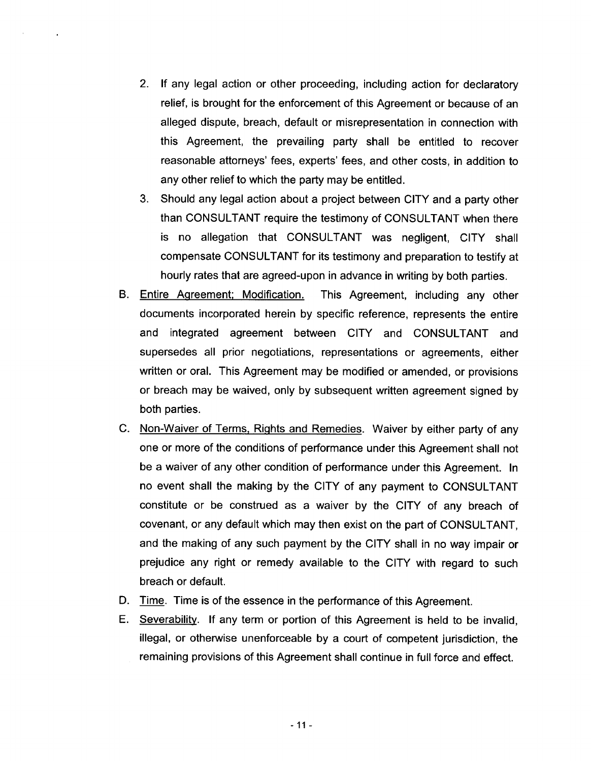2. If any legal action or other proceeding, including action for declaratory relief, is brought for the enforcement of this Agreement or because of an alleged dispute, breach, default or misrepresentation in connection with this Agreement, the prevailing party shall be entitled to recover reasonable attorneys' fees, experts' fees, and other costs, in addition to any other relief to which the party may be entitled.

3. Should any legal action about a project between CITY and a party other than CONSULTANT require the testimony of CONSULTANT when there is no allegation that CONSULTANT was negligent, CITY shall compensate CONSULTANT for its testimony and preparation to testify at hourly rates that are agreed-upon in advance in writing by both parties.

B. Entire Agreement; Modification. This Agreement, including any other documents incorporated herein by specific reference, represents the entire and integrated agreement between CITY and CONSULTANT and supersedes all prior negotiations, representations or agreements, either written or oral. This Agreement may be modified or amended, or provisions or breach may be waived, only by subsequent written agreement signed by both parties.

C. Non-Waiver of Terms, Rights and Remedies. Waiver by either party of any one or more of the conditions of performance under this Agreement shall not be a waiver of any other condition of performance under this Agreement. In no event shall the making by the CITY of any payment to CONSULTANT constitute or be construed as a waiver by the CITY of any breach of covenant, or any default which may then exist on the part of CONSULTANT, and the making of any such payment by the CITY shall in no way impair or prejudice any right or remedy available to the CITY with regard to such breach or default.

D. Time. Time is of the essence in the performance of this Agreement.

E. Severability. If any term or portion of this Agreement is held to be invalid, illegal, or otherwise unenforceable by a court of competent jurisdiction, the remaining provisions of this Agreement shall continue in full force and effect.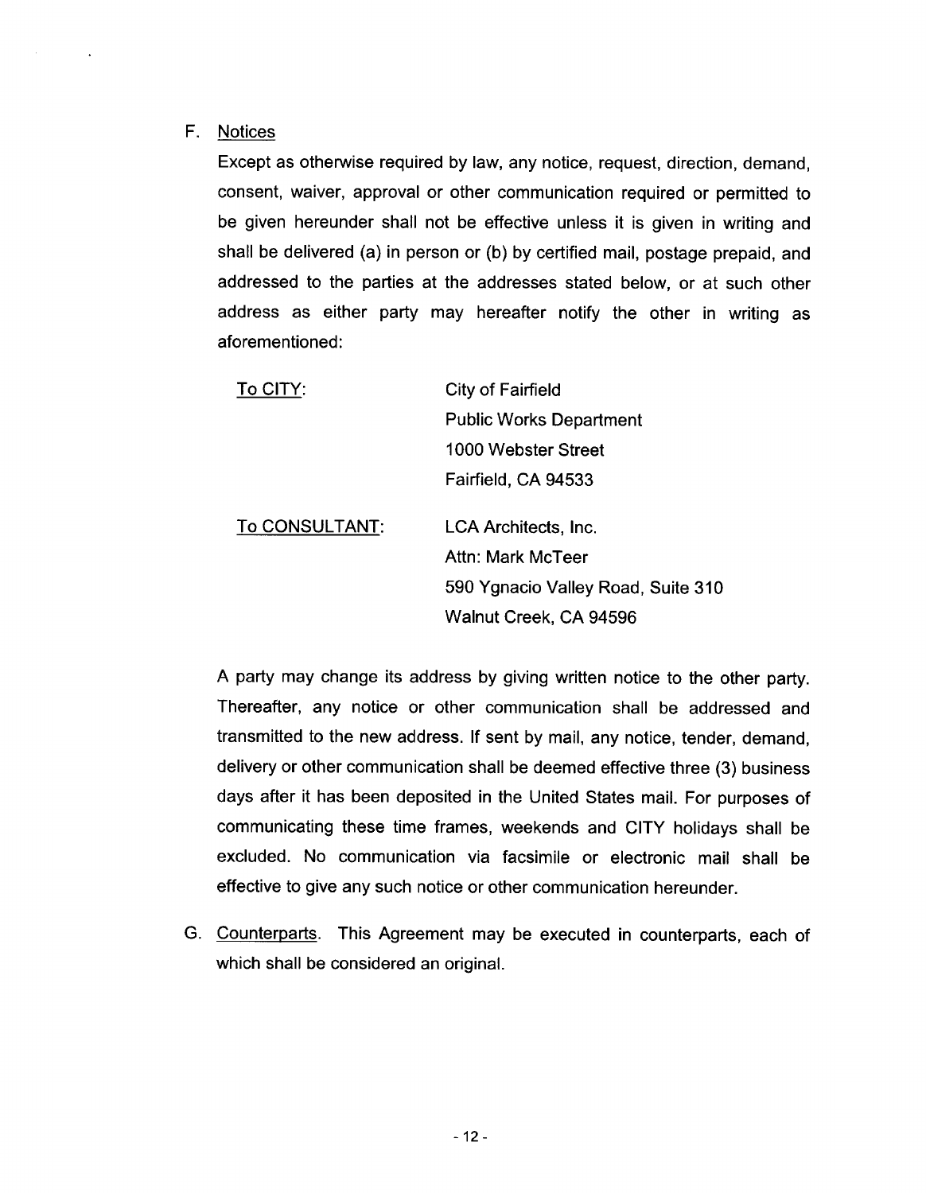F. Notices

Except as otherwise required by law, any notice, request, direction, demand, consent, waiver, approval or other communication required or permitted to be given hereunder shall not be effective unless it is given in writing and shall be delivered (a) in person or (b) by certified mail, postage prepaid, and addressed to the parties at the addresses stated below, or at such other address as either party may hereafter notify the other in writing as aforementioned:

| | |
|---|---|
| To CITY: | City of Fairfield<br>Public Works Department<br>1000 Webster Street<br>Fairfield, CA 94533 |
| To CONSULTANT: | LCA Architects, Inc.<br>Attn: Mark McTeer<br>590 Ygnacio Valley Road, Suite 310<br>Walnut Creek, CA 94596 |

A party may change its address by giving written notice to the other party. Thereafter, any notice or other communication shall be addressed and transmitted to the new address. If sent by mail, any notice, tender, demand, delivery or other communication shall be deemed effective three (3) business days after it has been deposited in the United States mail. For purposes of communicating these time frames, weekends and CITY holidays shall be excluded. No communication via facsimile or electronic mail shall be effective to give any such notice or other communication hereunder.

G. Counterparts. This Agreement may be executed in counterparts, each of which shall be considered an original.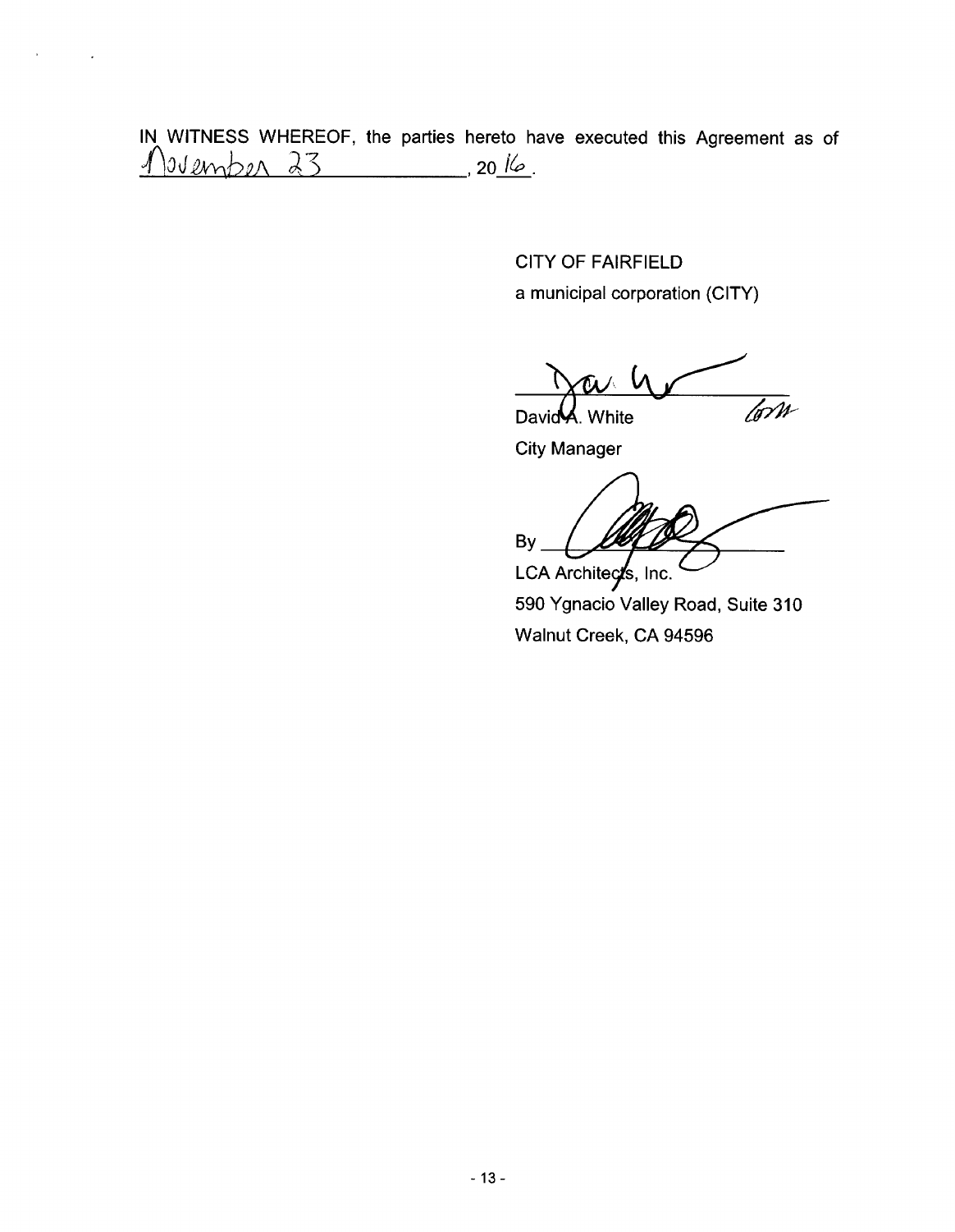IN WITNESS WHEREOF, the parties hereto have executed this Agreement as of November 23, 2016.

CITY OF FAIRFIELD

a municipal corporation (CITY)

David A. White

City Manager

By

LCA Architects, Inc.

590 Ygnacio Valley Road, Suite 310

Walnut Creek, CA 94596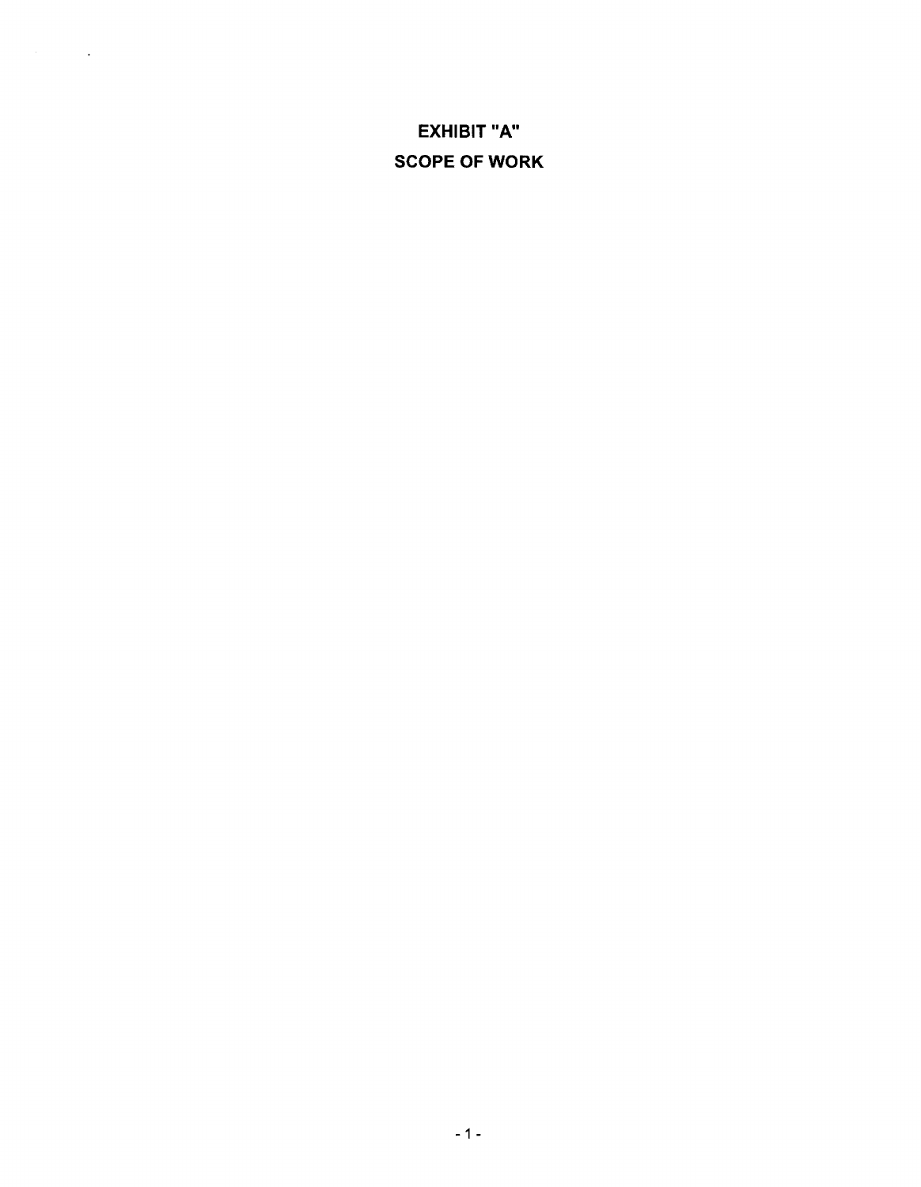# EXHIBIT "A"

# SCOPE OF WORK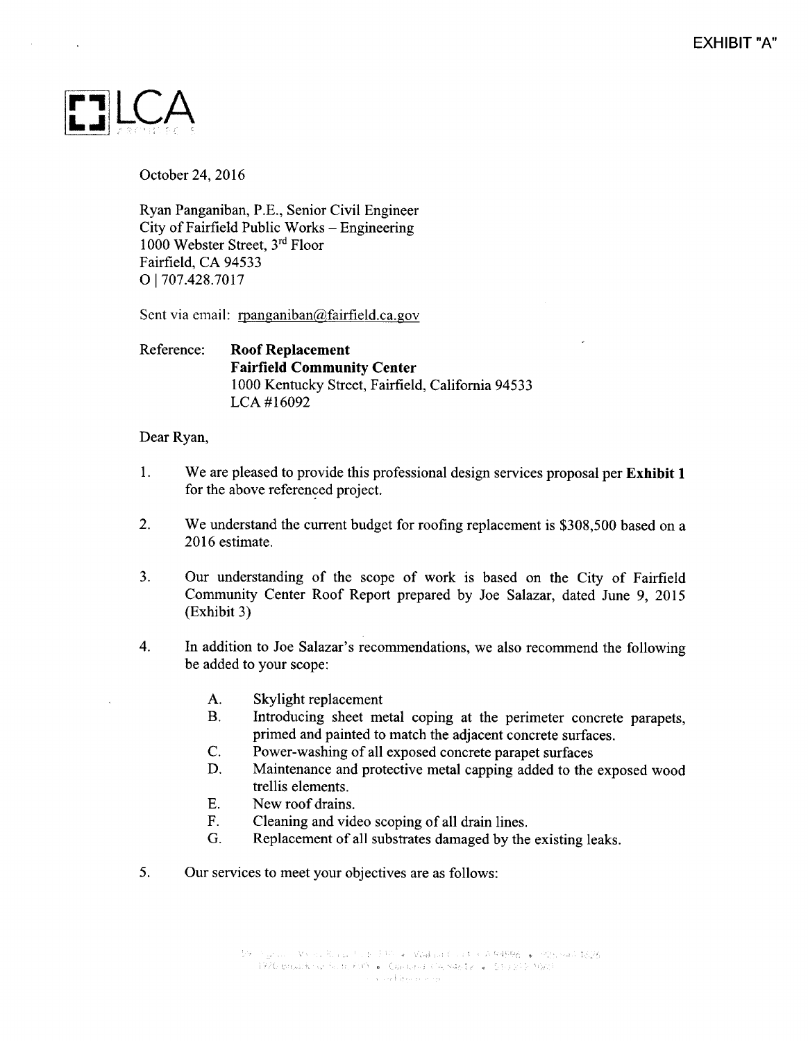EXHIBIT "A"

LCA

October 24, 2016

Ryan Panganiban, P.E., Senior Civil Engineer
City of Fairfield Public Works – Engineering
1000 Webster Street, 3rd Floor
Fairfield, CA 94533
O | 707.428.7017

Sent via email: rpanganiban@fairfield.ca.gov

Reference: **Roof Replacement**
**Fairfield Community Center**
1000 Kentucky Street, Fairfield, California 94533
LCA #16092

Dear Ryan,

1. We are pleased to provide this professional design services proposal per **Exhibit 1** for the above referenced project.

2. We understand the current budget for roofing replacement is $308,500 based on a 2016 estimate.

3. Our understanding of the scope of work is based on the City of Fairfield Community Center Roof Report prepared by Joe Salazar, dated June 9, 2015 (Exhibit 3)

4. In addition to Joe Salazar's recommendations, we also recommend the following be added to your scope:

   A. Skylight replacement
   B. Introducing sheet metal coping at the perimeter concrete parapets, primed and painted to match the adjacent concrete surfaces.
   C. Power-washing of all exposed concrete parapet surfaces
   D. Maintenance and protective metal capping added to the exposed wood trellis elements.
   E. New roof drains.
   F. Cleaning and video scoping of all drain lines.
   G. Replacement of all substrates damaged by the existing leaks.

5. Our services to meet your objectives are as follows: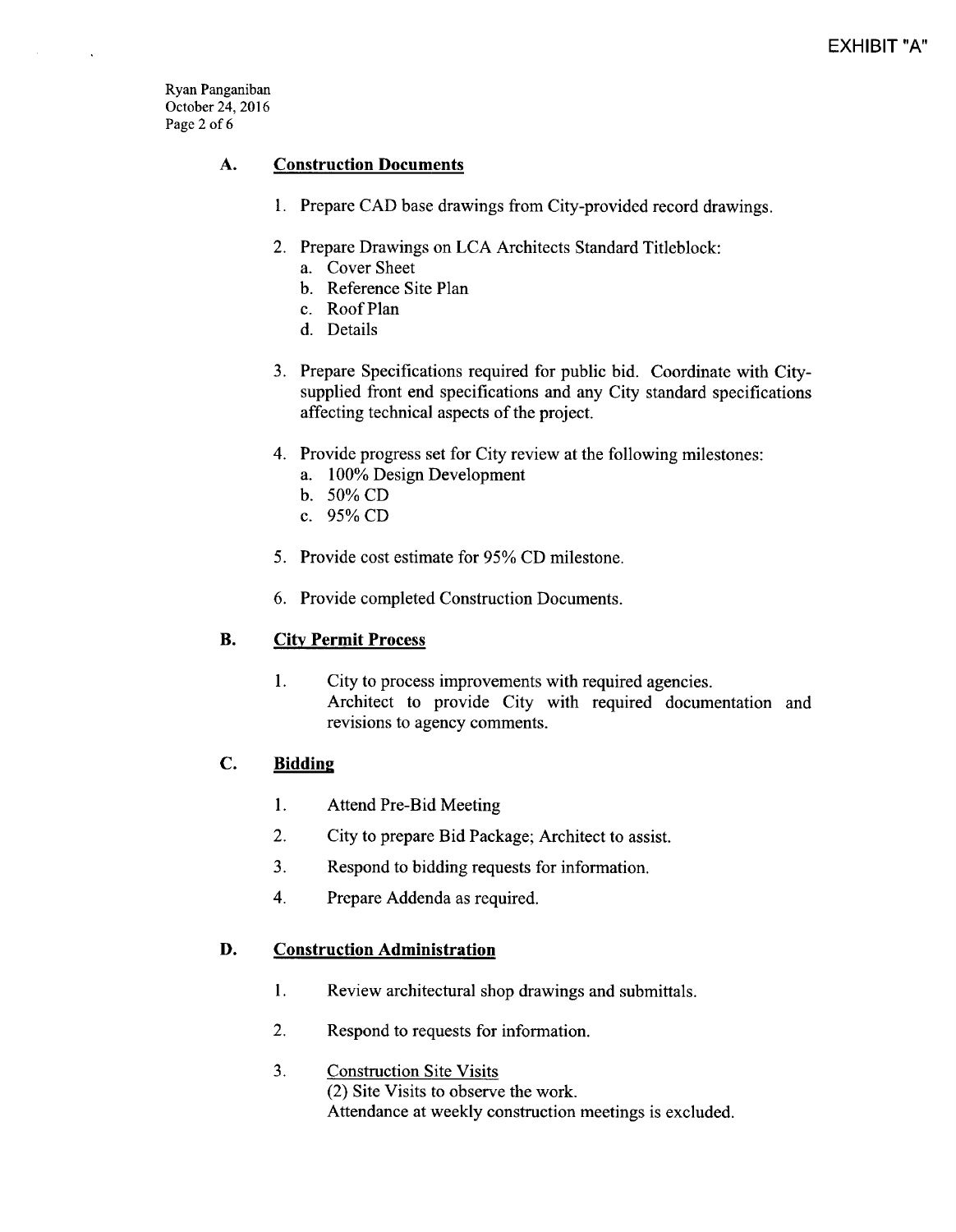EXHIBIT "A"

Ryan Panganiban
October 24, 2016

## A. Construction Documents

1. Prepare CAD base drawings from City-provided record drawings.

2. Prepare Drawings on LCA Architects Standard Titleblock:
   a. Cover Sheet
   b. Reference Site Plan
   c. Roof Plan
   d. Details

3. Prepare Specifications required for public bid. Coordinate with City-supplied front end specifications and any City standard specifications affecting technical aspects of the project.

4. Provide progress set for City review at the following milestones:
   a. 100% Design Development
   b. 50% CD
   c. 95% CD

5. Provide cost estimate for 95% CD milestone.

6. Provide completed Construction Documents.

## B. City Permit Process

1. City to process improvements with required agencies.
   Architect to provide City with required documentation and revisions to agency comments.

## C. Bidding

1. Attend Pre-Bid Meeting

2. City to prepare Bid Package; Architect to assist.

3. Respond to bidding requests for information.

4. Prepare Addenda as required.

## D. Construction Administration

1. Review architectural shop drawings and submittals.

2. Respond to requests for information.

3. Construction Site Visits
   (2) Site Visits to observe the work.
   Attendance at weekly construction meetings is excluded.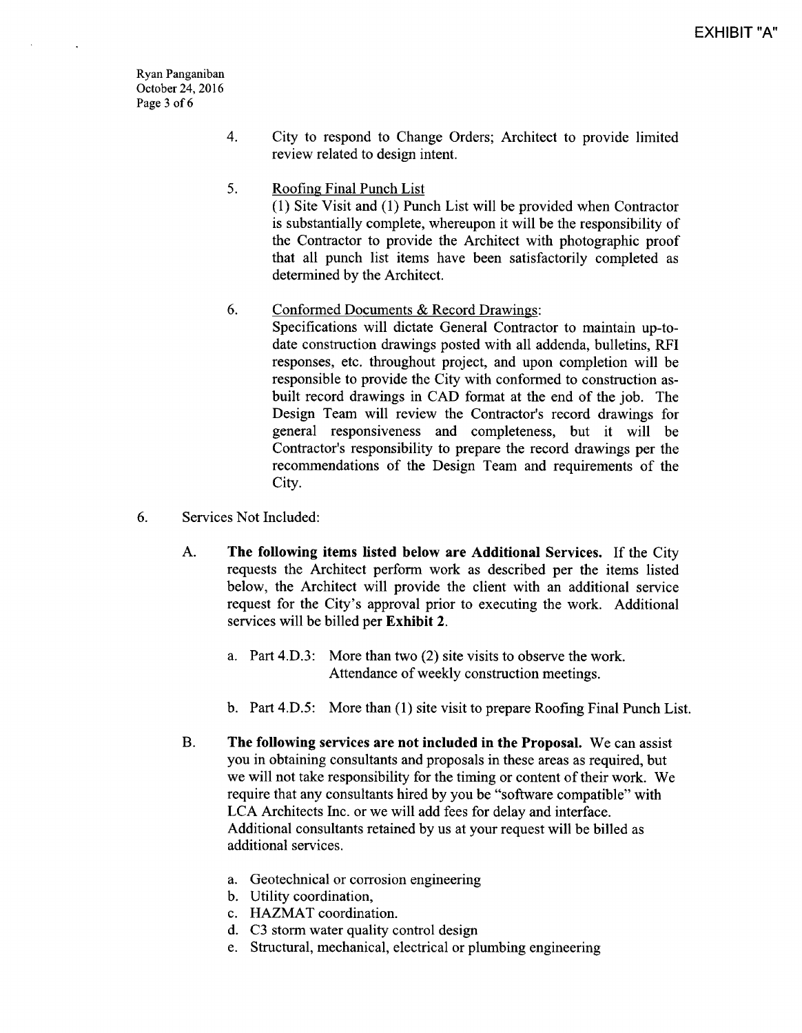EXHIBIT "A"

4. City to respond to Change Orders; Architect to provide limited review related to design intent.

5. Roofing Final Punch List
   (1) Site Visit and (1) Punch List will be provided when Contractor is substantially complete, whereupon it will be the responsibility of the Contractor to provide the Architect with photographic proof that all punch list items have been satisfactorily completed as determined by the Architect.

6. Conformed Documents & Record Drawings:
   Specifications will dictate General Contractor to maintain up-to-date construction drawings posted with all addenda, bulletins, RFI responses, etc. throughout project, and upon completion will be responsible to provide the City with conformed to construction as-built record drawings in CAD format at the end of the job. The Design Team will review the Contractor's record drawings for general responsiveness and completeness, but it will be Contractor's responsibility to prepare the record drawings per the recommendations of the Design Team and requirements of the City.

6. Services Not Included:

   A. **The following items listed below are Additional Services.** If the City requests the Architect perform work as described per the items listed below, the Architect will provide the client with an additional service request for the City's approval prior to executing the work. Additional services will be billed per **Exhibit 2**.

      a. Part 4.D.3: More than two (2) site visits to observe the work. Attendance of weekly construction meetings.

      b. Part 4.D.5: More than (1) site visit to prepare Roofing Final Punch List.

   B. **The following services are not included in the Proposal.** We can assist you in obtaining consultants and proposals in these areas as required, but we will not take responsibility for the timing or content of their work. We require that any consultants hired by you be "software compatible" with LCA Architects Inc. or we will add fees for delay and interface. Additional consultants retained by us at your request will be billed as additional services.

      a. Geotechnical or corrosion engineering
      b. Utility coordination,
      c. HAZMAT coordination.
      d. C3 storm water quality control design
      e. Structural, mechanical, electrical or plumbing engineering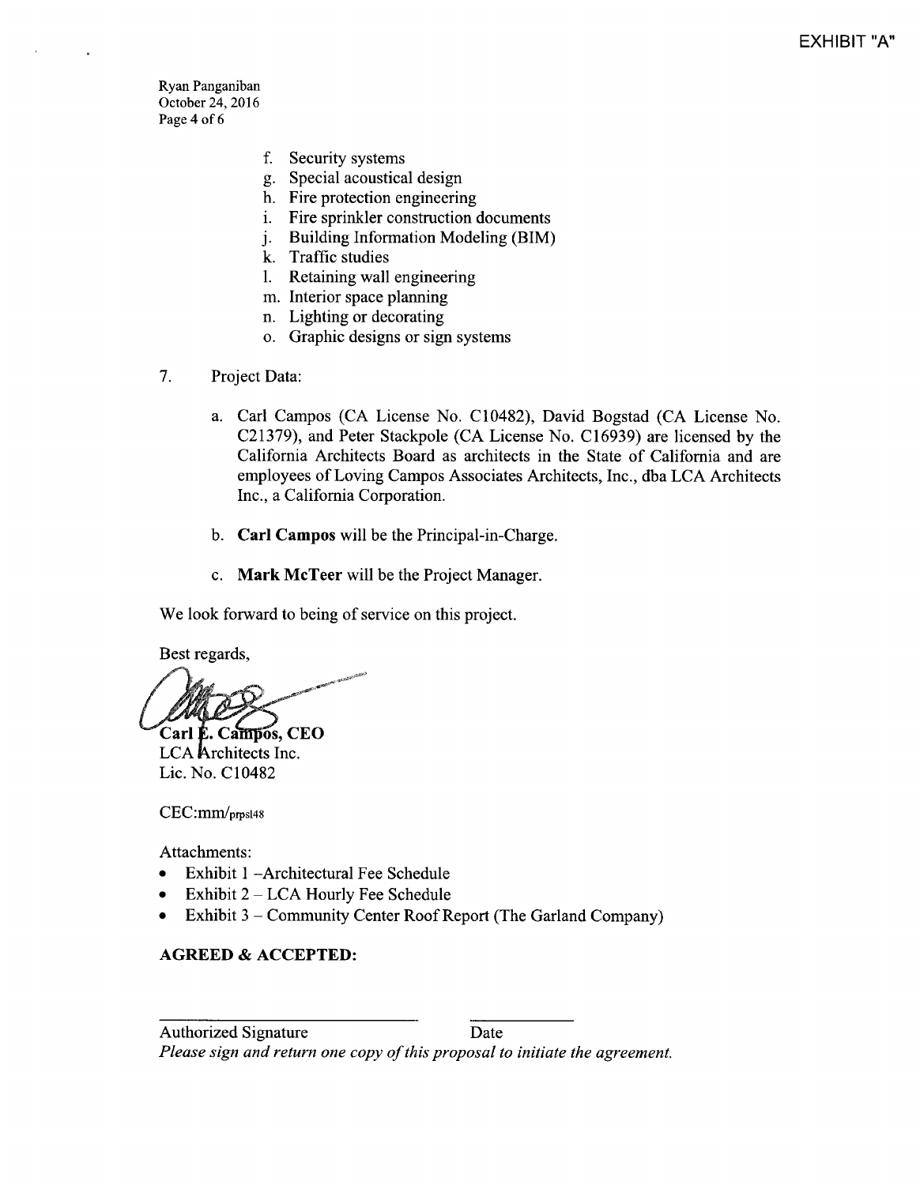EXHIBIT "A"

Ryan Panganiban
October 24, 2016

f. Security systems
g. Special acoustical design
h. Fire protection engineering
i. Fire sprinkler construction documents
j. Building Information Modeling (BIM)
k. Traffic studies
l. Retaining wall engineering
m. Interior space planning
n. Lighting or decorating
o. Graphic designs or sign systems

7. Project Data:

   a. Carl Campos (CA License No. C10482), David Bogstad (CA License No. C21379), and Peter Stackpole (CA License No. C16939) are licensed by the California Architects Board as architects in the State of California and are employees of Loving Campos Associates Architects, Inc., dba LCA Architects Inc., a California Corporation.

   b. **Carl Campos** will be the Principal-in-Charge.

   c. **Mark McTeer** will be the Project Manager.

We look forward to being of service on this project.

Best regards,

**Carl E. Campos, CEO**
LCA Architects Inc.
Lic. No. C10482

CEC:mm/prpsl48

Attachments:

- Exhibit 1 –Architectural Fee Schedule
- Exhibit 2 – LCA Hourly Fee Schedule
- Exhibit 3 – Community Center Roof Report (The Garland Company)

**AGREED & ACCEPTED:**

\_\_\_\_\_\_\_\_\_\_\_\_\_\_\_\_\_\_\_\_\_\_\_\_\_\_\_\_\_\_ \_\_\_\_\_\_\_\_\_\_\_\_

Authorized Signature Date

*Please sign and return one copy of this proposal to initiate the agreement.*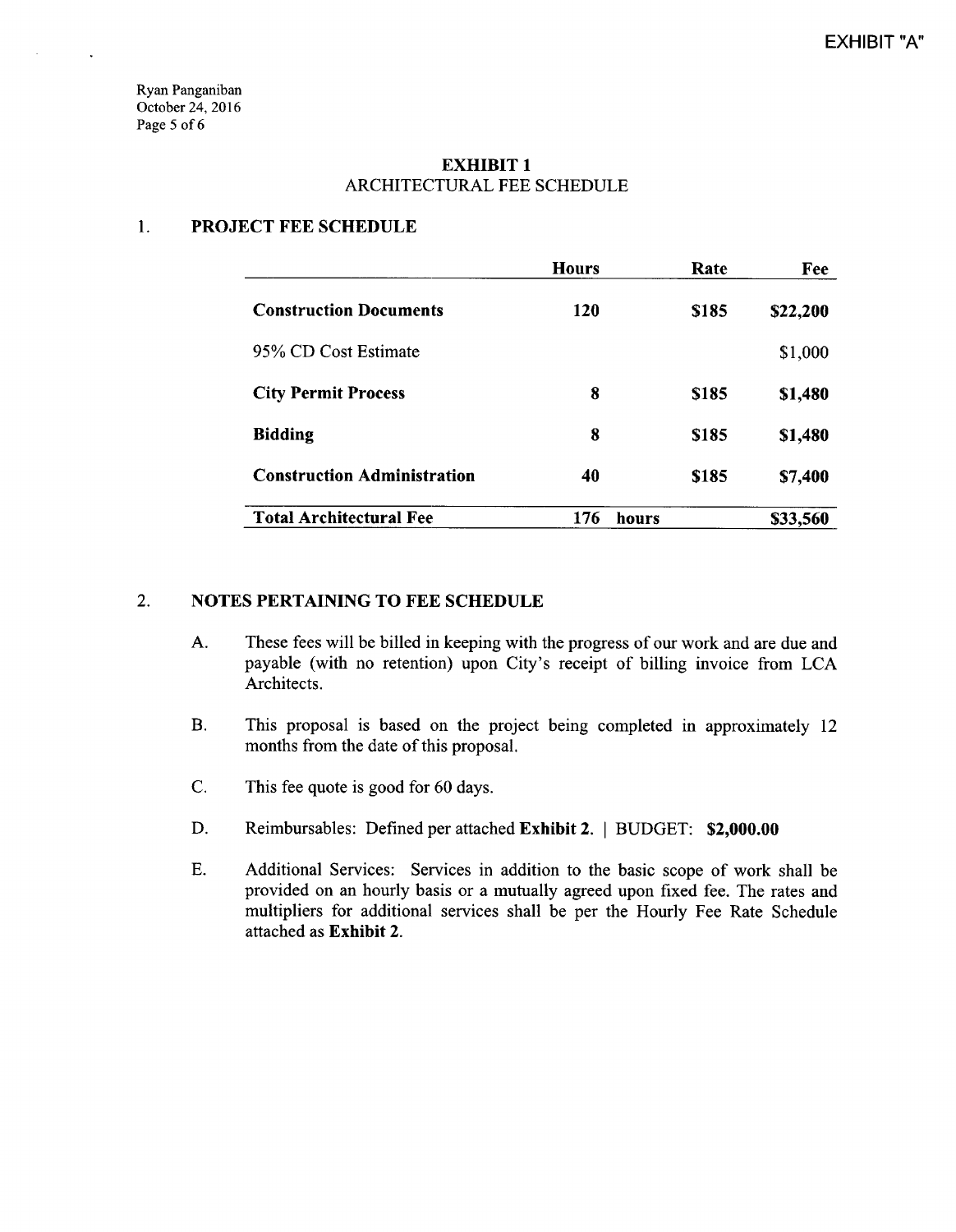EXHIBIT "A"

Ryan Panganiban
October 24, 2016

## EXHIBIT 1
### ARCHITECTURAL FEE SCHEDULE

### 1. PROJECT FEE SCHEDULE

| | Hours | Rate | Fee |
|---|---|---|---|
| **Construction Documents** | **120** | **$185** | **$22,200** |
| 95% CD Cost Estimate | | | $1,000 |
| **City Permit Process** | **8** | **$185** | **$1,480** |
| **Bidding** | **8** | **$185** | **$1,480** |
| **Construction Administration** | **40** | **$185** | **$7,400** |
| **Total Architectural Fee** | **176 hours** | | **$33,560** |

### 2. NOTES PERTAINING TO FEE SCHEDULE

A. These fees will be billed in keeping with the progress of our work and are due and payable (with no retention) upon City's receipt of billing invoice from LCA Architects.

B. This proposal is based on the project being completed in approximately 12 months from the date of this proposal.

C. This fee quote is good for 60 days.

D. Reimbursables: Defined per attached **Exhibit 2.** | BUDGET: **$2,000.00**

E. Additional Services: Services in addition to the basic scope of work shall be provided on an hourly basis or a mutually agreed upon fixed fee. The rates and multipliers for additional services shall be per the Hourly Fee Rate Schedule attached as **Exhibit 2.**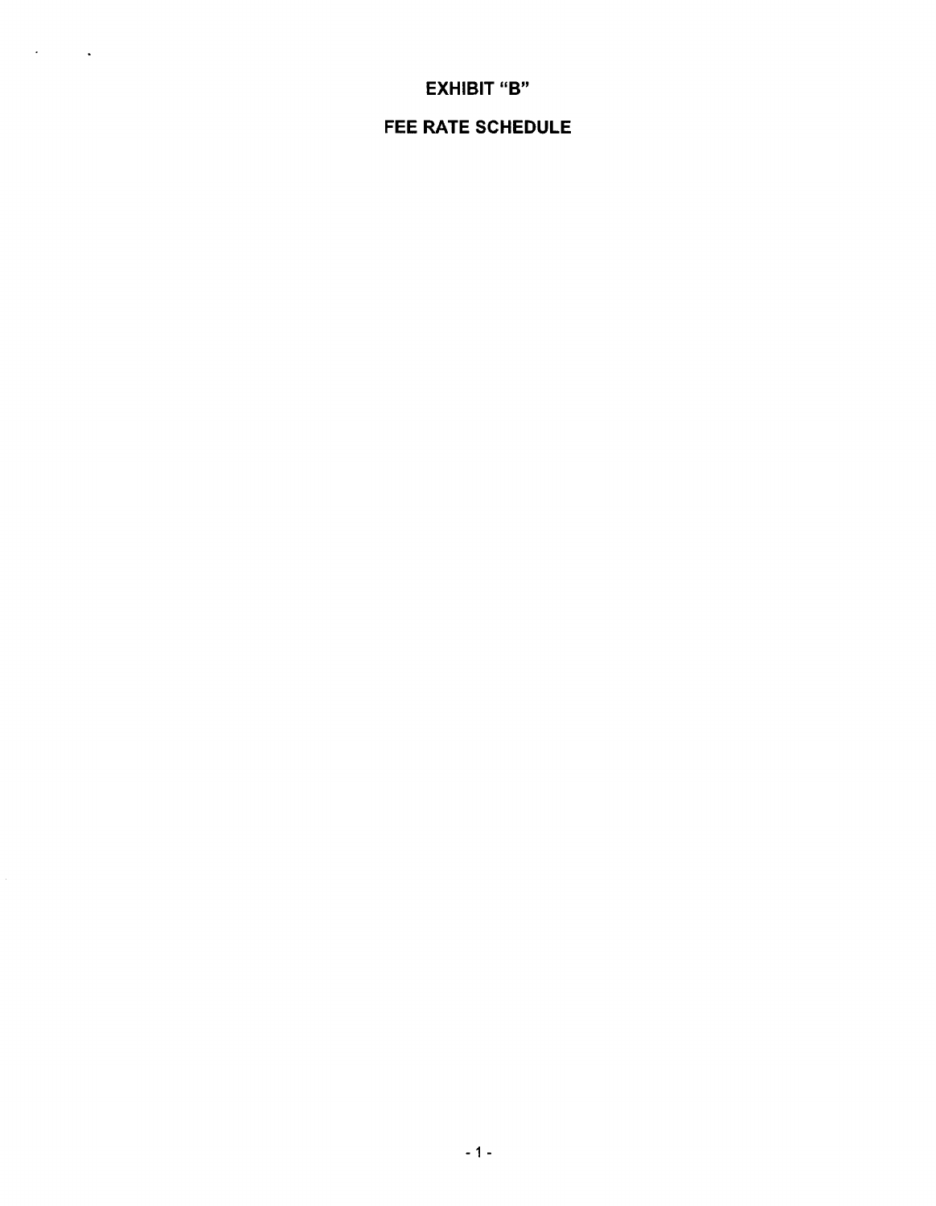# EXHIBIT "B"

# FEE RATE SCHEDULE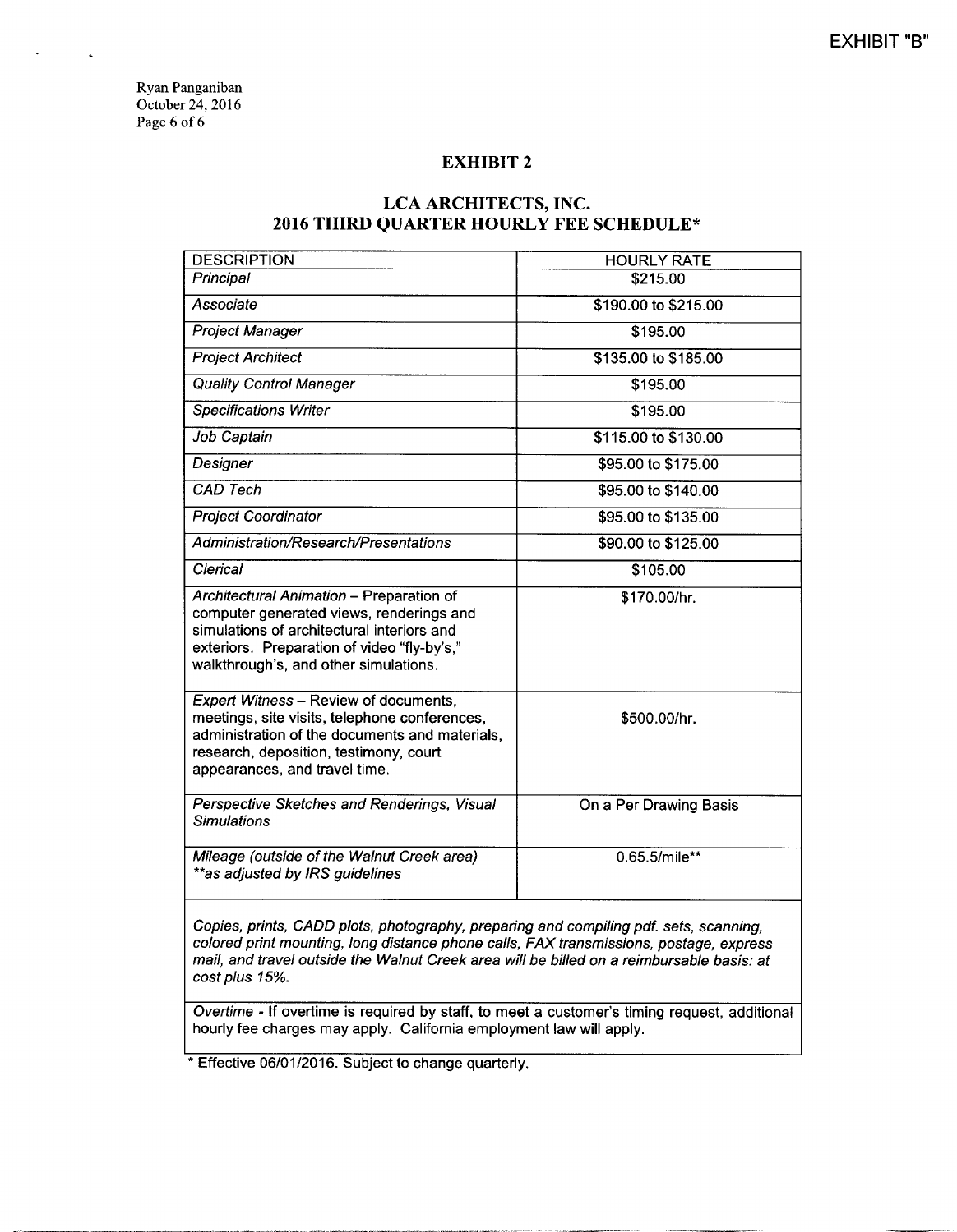EXHIBIT "B"

Ryan Panganiban
October 24, 2016

## EXHIBIT 2

## LCA ARCHITECTS, INC.
## 2016 THIRD QUARTER HOURLY FEE SCHEDULE*

| DESCRIPTION | HOURLY RATE |
|---|---|
| *Principal* | $215.00 |
| *Associate* | $190.00 to $215.00 |
| *Project Manager* | $195.00 |
| *Project Architect* | $135.00 to $185.00 |
| *Quality Control Manager* | $195.00 |
| *Specifications Writer* | $195.00 |
| *Job Captain* | $115.00 to $130.00 |
| *Designer* | $95.00 to $175.00 |
| *CAD Tech* | $95.00 to $140.00 |
| *Project Coordinator* | $95.00 to $135.00 |
| *Administration/Research/Presentations* | $90.00 to $125.00 |
| *Clerical* | $105.00 |
| *Architectural Animation* – Preparation of computer generated views, renderings and simulations of architectural interiors and exteriors. Preparation of video "fly-by's," walkthrough's, and other simulations. | $170.00/hr. |
| *Expert Witness* – Review of documents, meetings, site visits, telephone conferences, administration of the documents and materials, research, deposition, testimony, court appearances, and travel time. | $500.00/hr. |
| *Perspective Sketches and Renderings, Visual Simulations* | On a Per Drawing Basis |
| *Mileage (outside of the Walnut Creek area)* *\*\*as adjusted by IRS guidelines* | 0.65.5/mile** |
| *Copies, prints, CADD plots, photography, preparing and compiling pdf. sets, scanning, colored print mounting, long distance phone calls, FAX transmissions, postage, express mail, and travel outside the Walnut Creek area will be billed on a reimbursable basis: at cost plus 15%.* | |
| *Overtime* - If overtime is required by staff, to meet a customer's timing request, additional hourly fee charges may apply. California employment law will apply. | |

\* Effective 06/01/2016. Subject to change quarterly.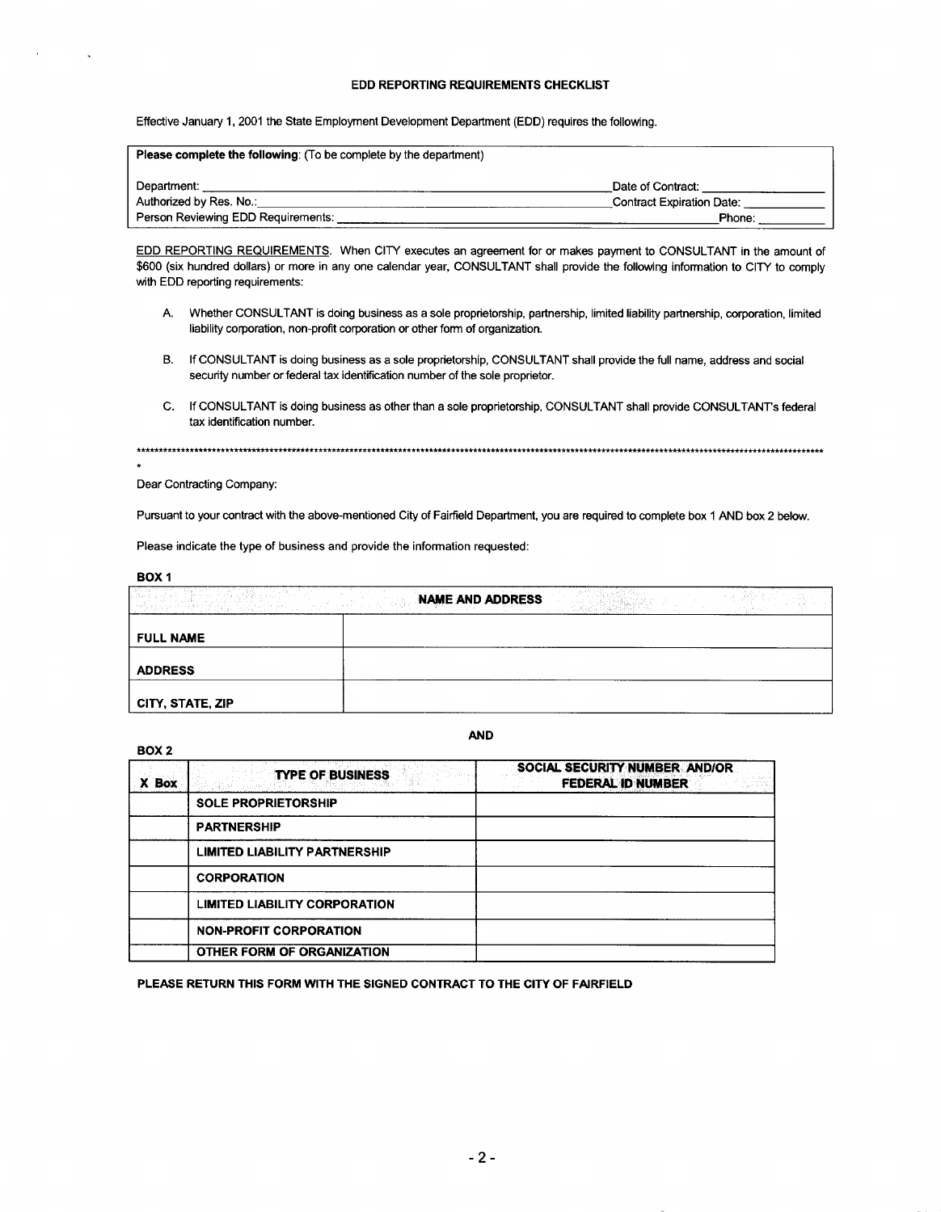# EDD REPORTING REQUIREMENTS CHECKLIST

Effective January 1, 2001 the State Employment Development Department (EDD) requires the following.

**Please complete the following**: (To be complete by the department)

Department: ______________________ Date of Contract: ______________

Authorized by Res. No.: ______________________ Contract Expiration Date: ______________

Person Reviewing EDD Requirements: ______________________ Phone: ______________

EDD REPORTING REQUIREMENTS. When CITY executes an agreement for or makes payment to CONSULTANT in the amount of $600 (six hundred dollars) or more in any one calendar year, CONSULTANT shall provide the following information to CITY to comply with EDD reporting requirements:

A. Whether CONSULTANT is doing business as a sole proprietorship, partnership, limited liability partnership, corporation, limited liability corporation, non-profit corporation or other form of organization.

B. If CONSULTANT is doing business as a sole proprietorship, CONSULTANT shall provide the full name, address and social security number or federal tax identification number of the sole proprietor.

C. If CONSULTANT is doing business as other than a sole proprietorship, CONSULTANT shall provide CONSULTANT's federal tax identification number.

***********************************************************************************************************************************

Dear Contracting Company:

Pursuant to your contract with the above-mentioned City of Fairfield Department, you are required to complete box 1 AND box 2 below.

Please indicate the type of business and provide the information requested:

**BOX 1**

| NAME AND ADDRESS | |
|---|---|
| **FULL NAME** | |
| **ADDRESS** | |
| **CITY, STATE, ZIP** | |

**AND**

**BOX 2**

| X Box | TYPE OF BUSINESS | SOCIAL SECURITY NUMBER AND/OR FEDERAL ID NUMBER |
|---|---|---|
| | **SOLE PROPRIETORSHIP** | |
| | **PARTNERSHIP** | |
| | **LIMITED LIABILITY PARTNERSHIP** | |
| | **CORPORATION** | |
| | **LIMITED LIABILITY CORPORATION** | |
| | **NON-PROFIT CORPORATION** | |
| | **OTHER FORM OF ORGANIZATION** | |

**PLEASE RETURN THIS FORM WITH THE SIGNED CONTRACT TO THE CITY OF FAIRFIELD**